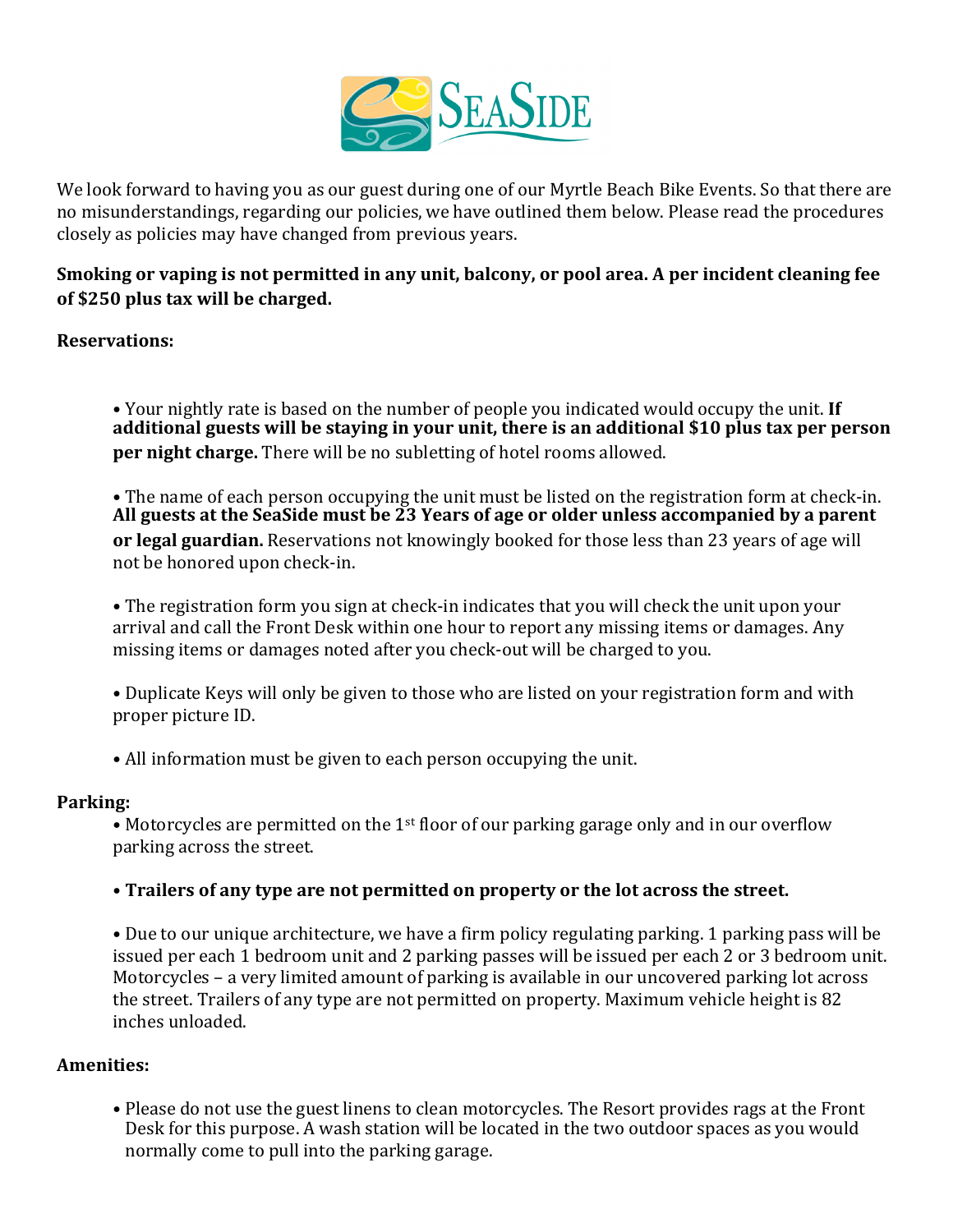We look forward to having you as our guest during one of our Myrtle Beach Bike Events. So that there are no misunderstandings, regarding our policies, we have outlined them below. Please read the procedures closely as policies may have changed from previous years.

**Smoking or vaping is not permitted in any unit, balcony, or pool area. A per incident cleaning fee of $250 plus tax will be charged.**

**Reservations:**

- Your nightly rate is based on the number of people you indicated would occupy the unit. **If additional guests will be staying in your unit, there is an additional $10 plus tax per person per night charge.** There will be no subletting of hotel rooms allowed.

- The name of each person occupying the unit must be listed on the registration form at check-in. **All guests at the SeaSide must be 23 Years of age or older unless accompanied by a parent or legal guardian.** Reservations not knowingly booked for those less than 23 years of age will not be honored upon check-in.

- The registration form you sign at check-in indicates that you will check the unit upon your arrival and call the Front Desk within one hour to report any missing items or damages. Any missing items or damages noted after you check-out will be charged to you.

- Duplicate Keys will only be given to those who are listed on your registration form and with proper picture ID.

- All information must be given to each person occupying the unit.

**Parking:**

- Motorcycles are permitted on the 1st floor of our parking garage only and in our overflow parking across the street.

- **Trailers of any type are not permitted on property or the lot across the street.**

- Due to our unique architecture, we have a firm policy regulating parking. 1 parking pass will be issued per each 1 bedroom unit and 2 parking passes will be issued per each 2 or 3 bedroom unit. Motorcycles – a very limited amount of parking is available in our uncovered parking lot across the street. Trailers of any type are not permitted on property. Maximum vehicle height is 82 inches unloaded.

**Amenities:**

- Please do not use the guest linens to clean motorcycles. The Resort provides rags at the Front Desk for this purpose. A wash station will be located in the two outdoor spaces as you would normally come to pull into the parking garage.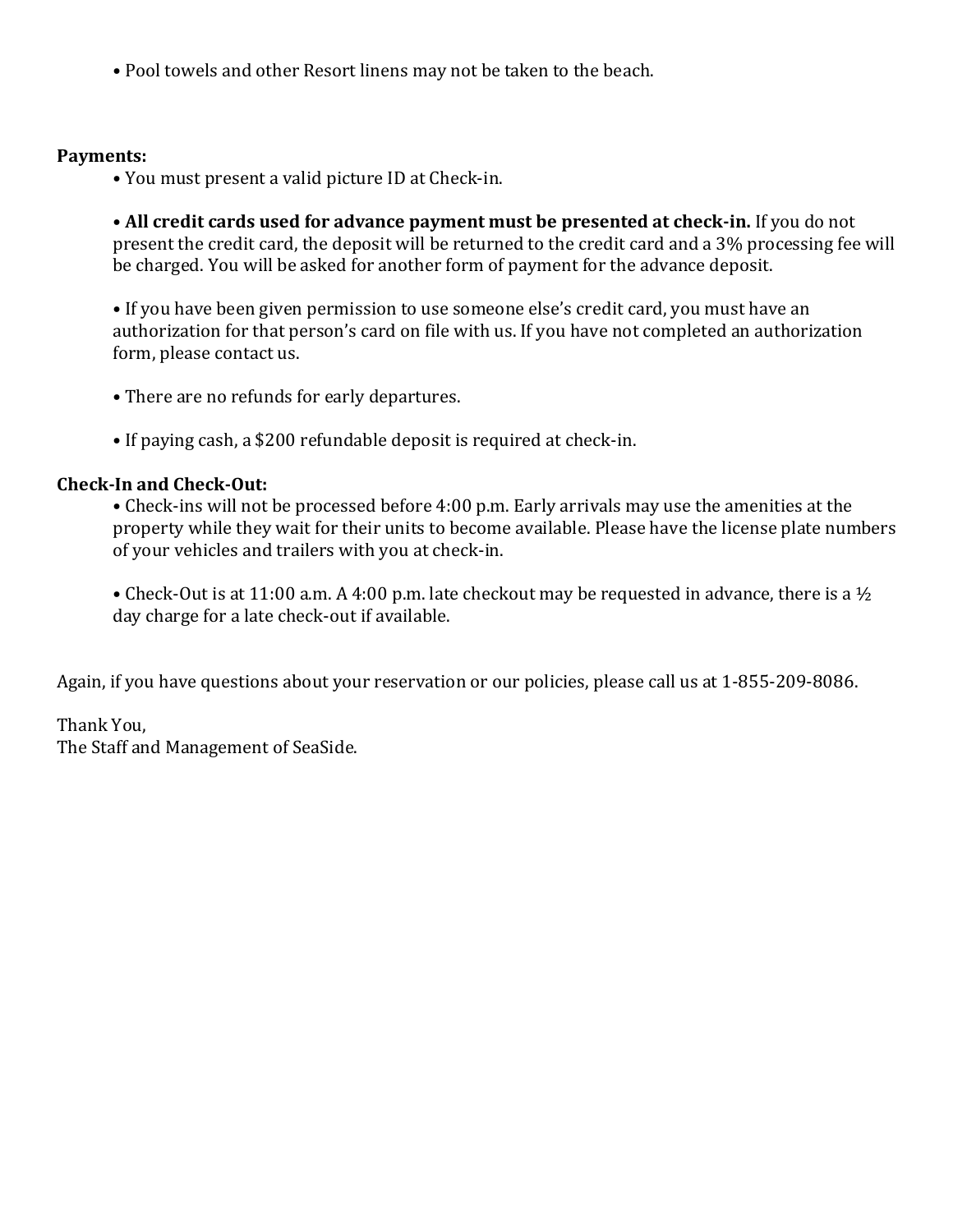- Pool towels and other Resort linens may not be taken to the beach.

**Payments:**

- You must present a valid picture ID at Check-in.

- **All credit cards used for advance payment must be presented at check-in.** If you do not present the credit card, the deposit will be returned to the credit card and a 3% processing fee will be charged. You will be asked for another form of payment for the advance deposit.

- If you have been given permission to use someone else's credit card, you must have an authorization for that person's card on file with us. If you have not completed an authorization form, please contact us.

- There are no refunds for early departures.

- If paying cash, a $200 refundable deposit is required at check-in.

**Check-In and Check-Out:**

- Check-ins will not be processed before 4:00 p.m. Early arrivals may use the amenities at the property while they wait for their units to become available. Please have the license plate numbers of your vehicles and trailers with you at check-in.

- Check-Out is at 11:00 a.m. A 4:00 p.m. late checkout may be requested in advance, there is a ½ day charge for a late check-out if available.

Again, if you have questions about your reservation or our policies, please call us at 1-855-209-8086.

Thank You,
The Staff and Management of SeaSide.